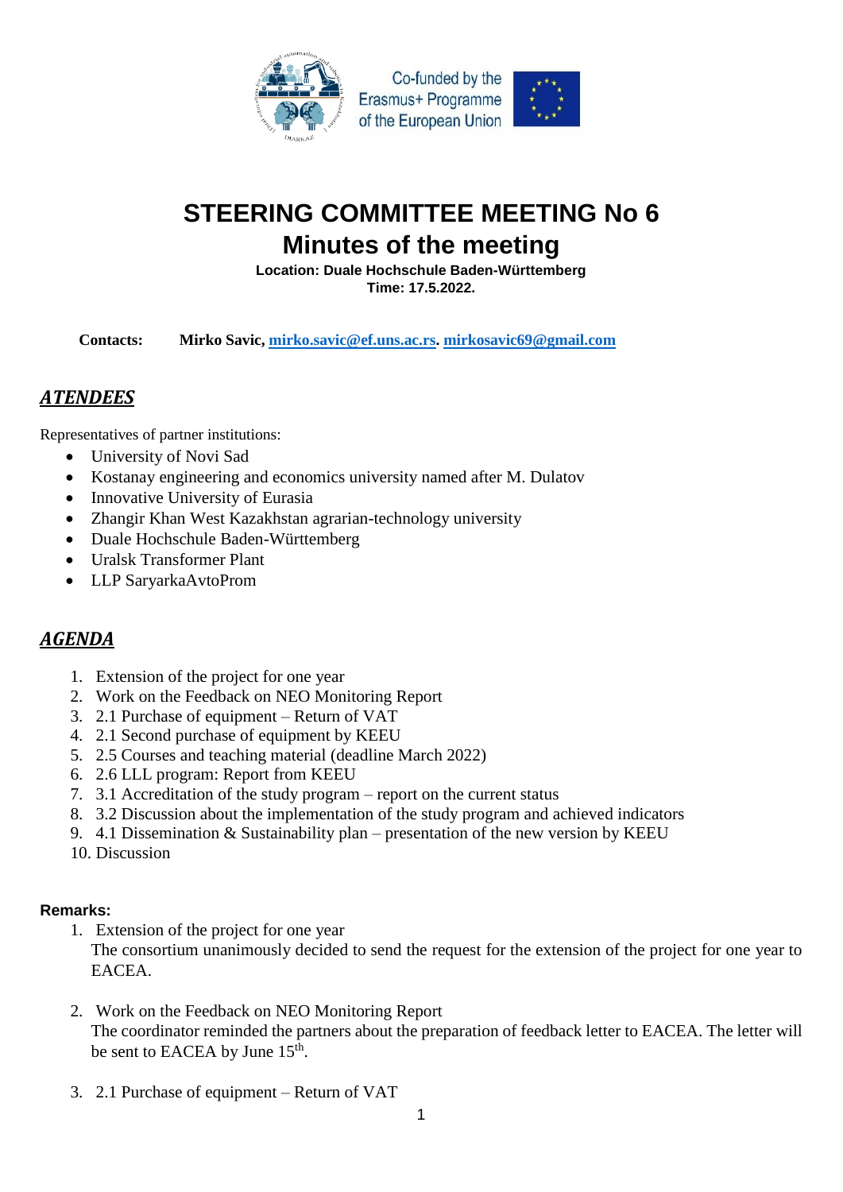Co-funded by the Erasmus+ Programme of the European Union

# STEERING COMMITTEE MEETING No 6
# Minutes of the meeting

**Location: Duale Hochschule Baden-Württemberg**
**Time: 17.5.2022.**

**Contacts:** **Mirko Savic, mirko.savic@ef.uns.ac.rs. mirkosavic69@gmail.com**

## ***ATENDEES***

Representatives of partner institutions:

- University of Novi Sad
- Kostanay engineering and economics university named after M. Dulatov
- Innovative University of Eurasia
- Zhangir Khan West Kazakhstan agrarian-technology university
- Duale Hochschule Baden-Württemberg
- Uralsk Transformer Plant
- LLP SaryarkaAvtoProm

## ***AGENDA***

1. Extension of the project for one year
2. Work on the Feedback on NEO Monitoring Report
3. 2.1 Purchase of equipment – Return of VAT
4. 2.1 Second purchase of equipment by KEEU
5. 2.5 Courses and teaching material (deadline March 2022)
6. 2.6 LLL program: Report from KEEU
7. 3.1 Accreditation of the study program – report on the current status
8. 3.2 Discussion about the implementation of the study program and achieved indicators
9. 4.1 Dissemination & Sustainability plan – presentation of the new version by KEEU
10. Discussion

**Remarks:**

1. Extension of the project for one year
   The consortium unanimously decided to send the request for the extension of the project for one year to EACEA.

2. Work on the Feedback on NEO Monitoring Report
   The coordinator reminded the partners about the preparation of feedback letter to EACEA. The letter will be sent to EACEA by June 15th.

3. 2.1 Purchase of equipment – Return of VAT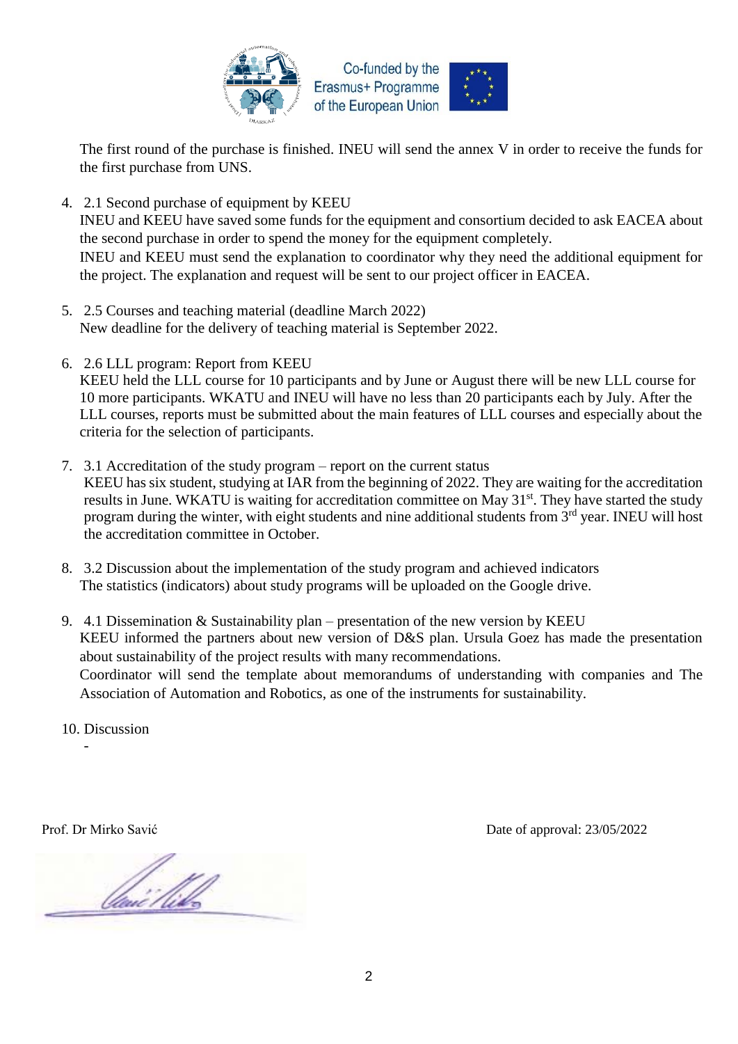The first round of the purchase is finished. INEU will send the annex V in order to receive the funds for the first purchase from UNS.

4. 2.1 Second purchase of equipment by KEEU
   INEU and KEEU have saved some funds for the equipment and consortium decided to ask EACEA about the second purchase in order to spend the money for the equipment completely.
   INEU and KEEU must send the explanation to coordinator why they need the additional equipment for the project. The explanation and request will be sent to our project officer in EACEA.

5. 2.5 Courses and teaching material (deadline March 2022)
   New deadline for the delivery of teaching material is September 2022.

6. 2.6 LLL program: Report from KEEU
   KEEU held the LLL course for 10 participants and by June or August there will be new LLL course for 10 more participants. WKATU and INEU will have no less than 20 participants each by July. After the LLL courses, reports must be submitted about the main features of LLL courses and especially about the criteria for the selection of participants.

7. 3.1 Accreditation of the study program – report on the current status
   KEEU has six student, studying at IAR from the beginning of 2022. They are waiting for the accreditation results in June. WKATU is waiting for accreditation committee on May 31st. They have started the study program during the winter, with eight students and nine additional students from 3rd year. INEU will host the accreditation committee in October.

8. 3.2 Discussion about the implementation of the study program and achieved indicators
   The statistics (indicators) about study programs will be uploaded on the Google drive.

9. 4.1 Dissemination & Sustainability plan – presentation of the new version by KEEU
   KEEU informed the partners about new version of D&S plan. Ursula Goez has made the presentation about sustainability of the project results with many recommendations.
   Coordinator will send the template about memorandums of understanding with companies and The Association of Automation and Robotics, as one of the instruments for sustainability.

10. Discussion
    -

Prof. Dr Mirko Savić

Date of approval: 23/05/2022